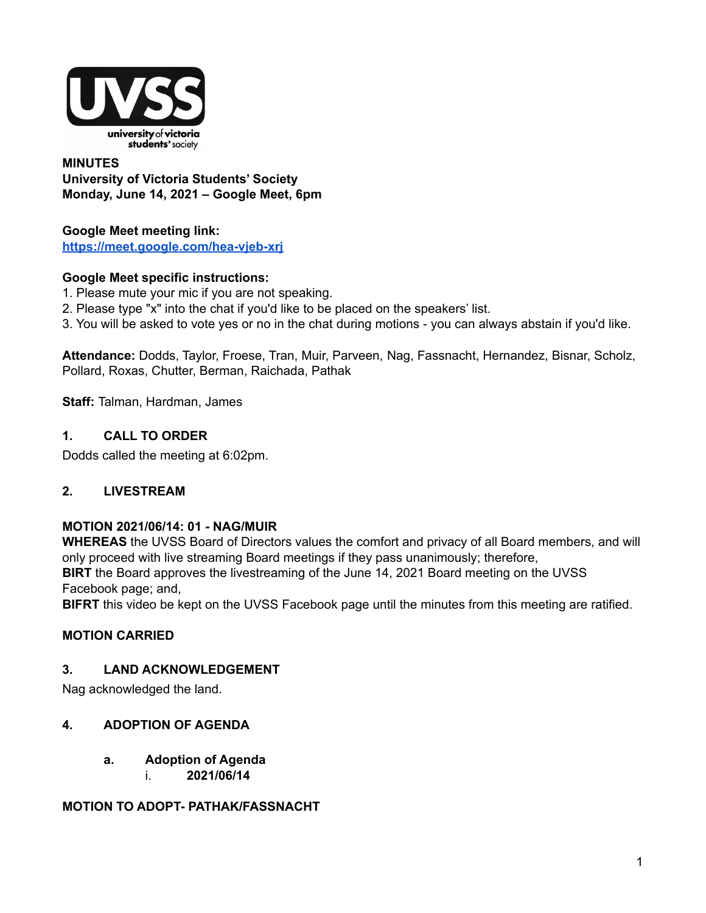**MINUTES**
**University of Victoria Students' Society**
**Monday, June 14, 2021 – Google Meet, 6pm**

**Google Meet meeting link:**
[https://meet.google.com/hea-vjeb-xrj](https://meet.google.com/hea-vjeb-xrj)

**Google Meet specific instructions:**
1. Please mute your mic if you are not speaking.
2. Please type "x" into the chat if you'd like to be placed on the speakers' list.
3. You will be asked to vote yes or no in the chat during motions - you can always abstain if you'd like.

**Attendance:** Dodds, Taylor, Froese, Tran, Muir, Parveen, Nag, Fassnacht, Hernandez, Bisnar, Scholz, Pollard, Roxas, Chutter, Berman, Raichada, Pathak

**Staff:** Talman, Hardman, James

## 1. CALL TO ORDER

Dodds called the meeting at 6:02pm.

## 2. LIVESTREAM

**MOTION 2021/06/14: 01 - NAG/MUIR**
**WHEREAS** the UVSS Board of Directors values the comfort and privacy of all Board members, and will only proceed with live streaming Board meetings if they pass unanimously; therefore,
**BIRT** the Board approves the livestreaming of the June 14, 2021 Board meeting on the UVSS Facebook page; and,
**BIFRT** this video be kept on the UVSS Facebook page until the minutes from this meeting are ratified.

**MOTION CARRIED**

## 3. LAND ACKNOWLEDGEMENT

Nag acknowledged the land.

## 4. ADOPTION OF AGENDA

### a. Adoption of Agenda

i. **2021/06/14**

**MOTION TO ADOPT- PATHAK/FASSNACHT**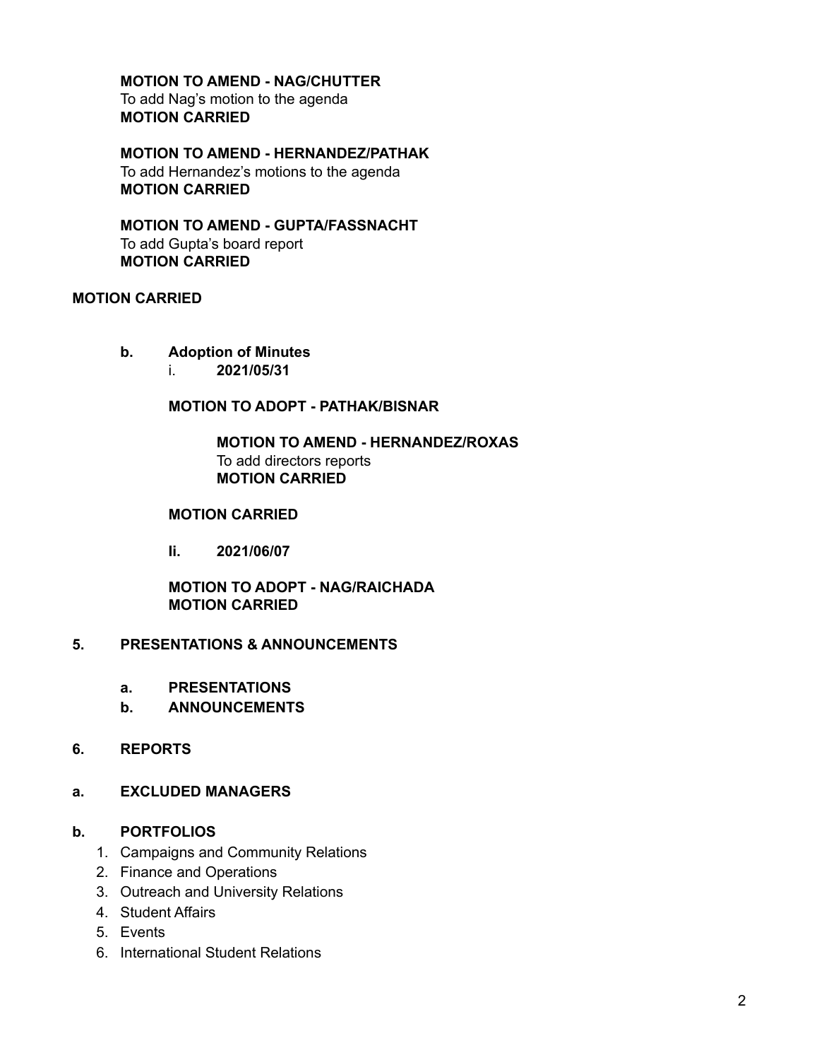**MOTION TO AMEND - NAG/CHUTTER**
To add Nag's motion to the agenda
**MOTION CARRIED**

**MOTION TO AMEND - HERNANDEZ/PATHAK**
To add Hernandez's motions to the agenda
**MOTION CARRIED**

**MOTION TO AMEND - GUPTA/FASSNACHT**
To add Gupta's board report
**MOTION CARRIED**

**MOTION CARRIED**

**b. Adoption of Minutes**

i. **2021/05/31**

**MOTION TO ADOPT - PATHAK/BISNAR**

**MOTION TO AMEND - HERNANDEZ/ROXAS**
To add directors reports
**MOTION CARRIED**

**MOTION CARRIED**

**Ii. 2021/06/07**

**MOTION TO ADOPT - NAG/RAICHADA**
**MOTION CARRIED**

## 5. PRESENTATIONS & ANNOUNCEMENTS

**a. PRESENTATIONS**

**b. ANNOUNCEMENTS**

## 6. REPORTS

**a. EXCLUDED MANAGERS**

**b. PORTFOLIOS**

1. Campaigns and Community Relations
2. Finance and Operations
3. Outreach and University Relations
4. Student Affairs
5. Events
6. International Student Relations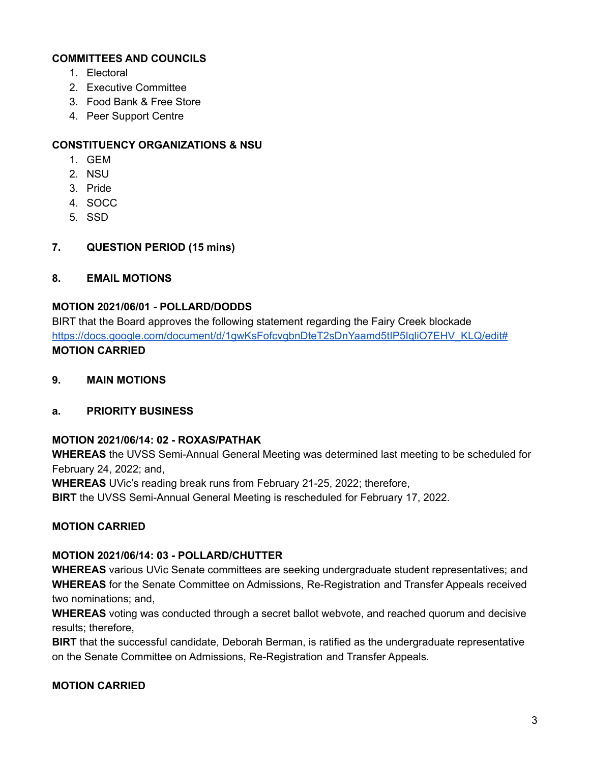**COMMITTEES AND COUNCILS**

1. Electoral
2. Executive Committee
3. Food Bank & Free Store
4. Peer Support Centre

**CONSTITUENCY ORGANIZATIONS & NSU**

1. GEM
2. NSU
3. Pride
4. SOCC
5. SSD

## 7. QUESTION PERIOD (15 mins)

## 8. EMAIL MOTIONS

**MOTION 2021/06/01 - POLLARD/DODDS**

BIRT that the Board approves the following statement regarding the Fairy Creek blockade https://docs.google.com/document/d/1gwKsFofcvgbnDteT2sDnYaamd5tIP5IqliO7EHV_KLQ/edit#

**MOTION CARRIED**

## 9. MAIN MOTIONS

### a. PRIORITY BUSINESS

**MOTION 2021/06/14: 02 - ROXAS/PATHAK**

**WHEREAS** the UVSS Semi-Annual General Meeting was determined last meeting to be scheduled for February 24, 2022; and,

**WHEREAS** UVic's reading break runs from February 21-25, 2022; therefore,

**BIRT** the UVSS Semi-Annual General Meeting is rescheduled for February 17, 2022.

**MOTION CARRIED**

**MOTION 2021/06/14: 03 - POLLARD/CHUTTER**

**WHEREAS** various UVic Senate committees are seeking undergraduate student representatives; and

**WHEREAS** for the Senate Committee on Admissions, Re-Registration and Transfer Appeals received two nominations; and,

**WHEREAS** voting was conducted through a secret ballot webvote, and reached quorum and decisive results; therefore,

**BIRT** that the successful candidate, Deborah Berman, is ratified as the undergraduate representative on the Senate Committee on Admissions, Re-Registration and Transfer Appeals.

**MOTION CARRIED**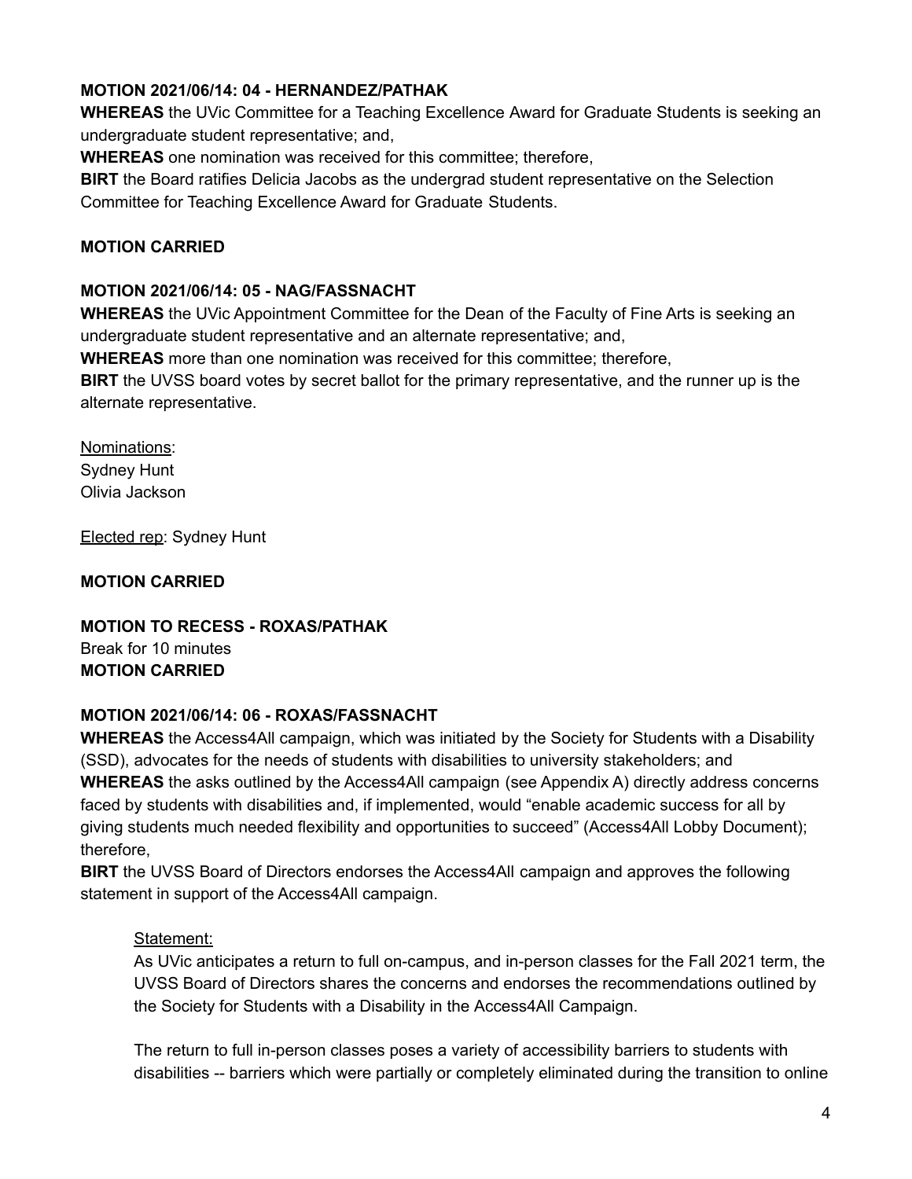**MOTION 2021/06/14: 04 - HERNANDEZ/PATHAK**
**WHEREAS** the UVic Committee for a Teaching Excellence Award for Graduate Students is seeking an undergraduate student representative; and,
**WHEREAS** one nomination was received for this committee; therefore,
**BIRT** the Board ratifies Delicia Jacobs as the undergrad student representative on the Selection Committee for Teaching Excellence Award for Graduate Students.

**MOTION CARRIED**

**MOTION 2021/06/14: 05 - NAG/FASSNACHT**
**WHEREAS** the UVic Appointment Committee for the Dean of the Faculty of Fine Arts is seeking an undergraduate student representative and an alternate representative; and,
**WHEREAS** more than one nomination was received for this committee; therefore,
**BIRT** the UVSS board votes by secret ballot for the primary representative, and the runner up is the alternate representative.

Nominations:
Sydney Hunt
Olivia Jackson

Elected rep: Sydney Hunt

**MOTION CARRIED**

**MOTION TO RECESS - ROXAS/PATHAK**
Break for 10 minutes
**MOTION CARRIED**

**MOTION 2021/06/14: 06 - ROXAS/FASSNACHT**
**WHEREAS** the Access4All campaign, which was initiated by the Society for Students with a Disability (SSD), advocates for the needs of students with disabilities to university stakeholders; and
**WHEREAS** the asks outlined by the Access4All campaign (see Appendix A) directly address concerns faced by students with disabilities and, if implemented, would "enable academic success for all by giving students much needed flexibility and opportunities to succeed" (Access4All Lobby Document); therefore,
**BIRT** the UVSS Board of Directors endorses the Access4All campaign and approves the following statement in support of the Access4All campaign.

> Statement:
>
> As UVic anticipates a return to full on-campus, and in-person classes for the Fall 2021 term, the UVSS Board of Directors shares the concerns and endorses the recommendations outlined by the Society for Students with a Disability in the Access4All Campaign.
>
> The return to full in-person classes poses a variety of accessibility barriers to students with disabilities -- barriers which were partially or completely eliminated during the transition to online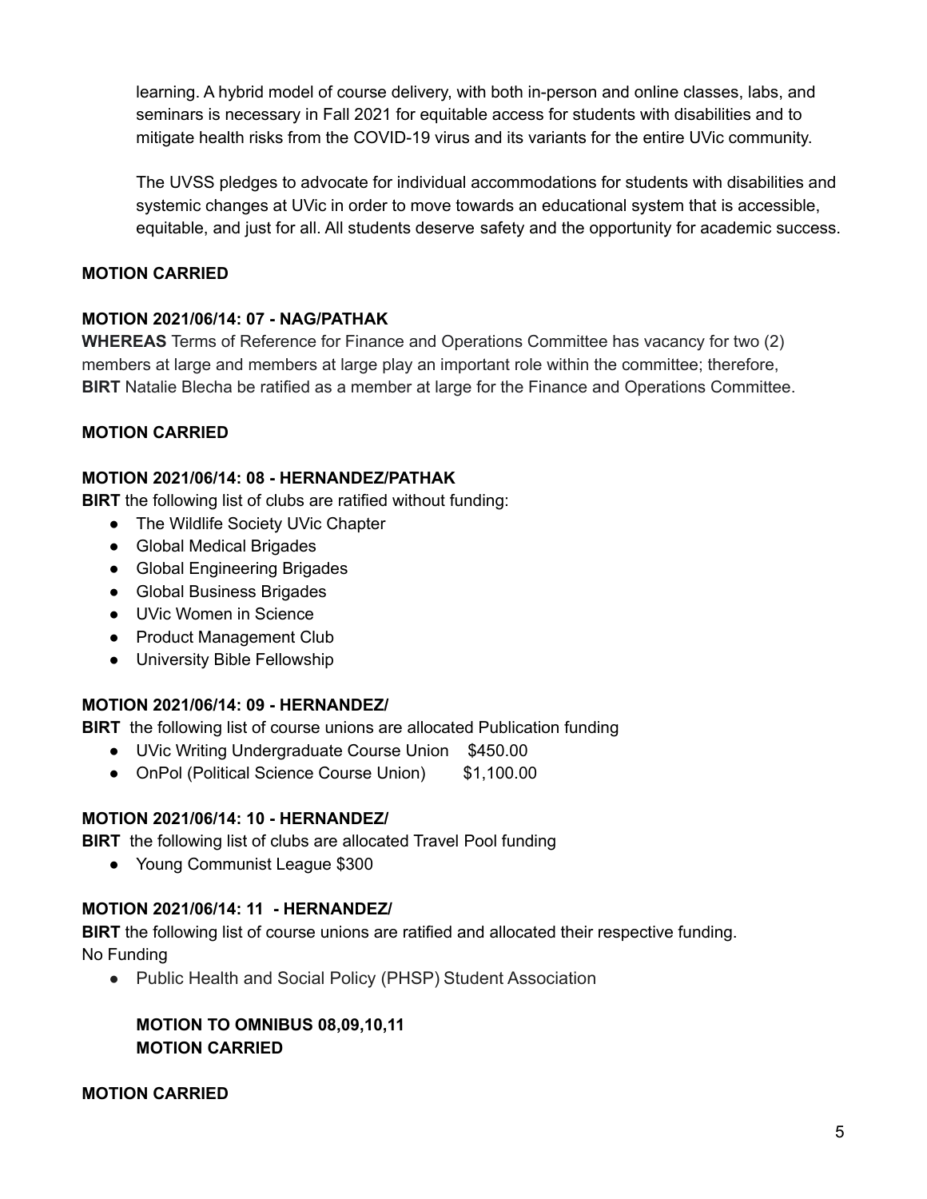learning. A hybrid model of course delivery, with both in-person and online classes, labs, and seminars is necessary in Fall 2021 for equitable access for students with disabilities and to mitigate health risks from the COVID-19 virus and its variants for the entire UVic community.

The UVSS pledges to advocate for individual accommodations for students with disabilities and systemic changes at UVic in order to move towards an educational system that is accessible, equitable, and just for all. All students deserve safety and the opportunity for academic success.

**MOTION CARRIED**

**MOTION 2021/06/14: 07 - NAG/PATHAK**

**WHEREAS** Terms of Reference for Finance and Operations Committee has vacancy for two (2) members at large and members at large play an important role within the committee; therefore,
**BIRT** Natalie Blecha be ratified as a member at large for the Finance and Operations Committee.

**MOTION CARRIED**

**MOTION 2021/06/14: 08 - HERNANDEZ/PATHAK**

**BIRT** the following list of clubs are ratified without funding:

- The Wildlife Society UVic Chapter
- Global Medical Brigades
- Global Engineering Brigades
- Global Business Brigades
- UVic Women in Science
- Product Management Club
- University Bible Fellowship

**MOTION 2021/06/14: 09 - HERNANDEZ/**

**BIRT** the following list of course unions are allocated Publication funding

- UVic Writing Undergraduate Course Union $450.00
- OnPol (Political Science Course Union) $1,100.00

**MOTION 2021/06/14: 10 - HERNANDEZ/**

**BIRT** the following list of clubs are allocated Travel Pool funding

- Young Communist League $300

**MOTION 2021/06/14: 11 - HERNANDEZ/**

**BIRT** the following list of course unions are ratified and allocated their respective funding.
No Funding

- Public Health and Social Policy (PHSP) Student Association

**MOTION TO OMNIBUS 08,09,10,11**
**MOTION CARRIED**

**MOTION CARRIED**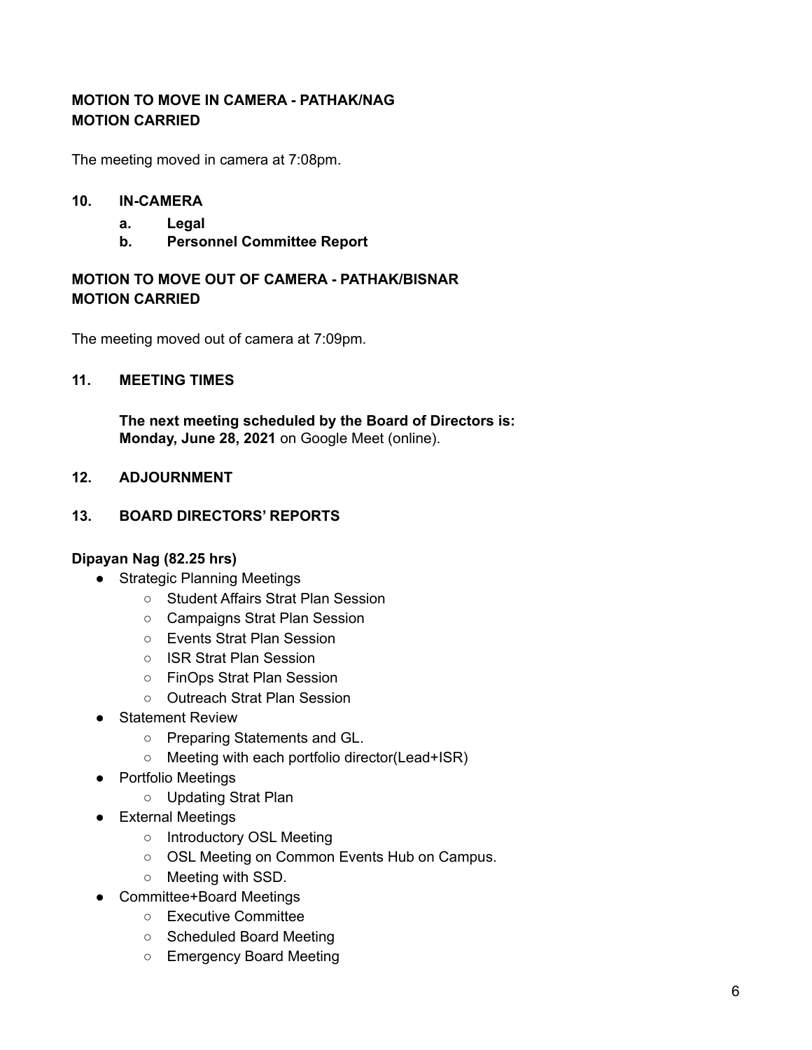**MOTION TO MOVE IN CAMERA - PATHAK/NAG**
**MOTION CARRIED**

The meeting moved in camera at 7:08pm.

## 10. IN-CAMERA

- **a. Legal**
- **b. Personnel Committee Report**

**MOTION TO MOVE OUT OF CAMERA - PATHAK/BISNAR**
**MOTION CARRIED**

The meeting moved out of camera at 7:09pm.

## 11. MEETING TIMES

**The next meeting scheduled by the Board of Directors is:**
**Monday, June 28, 2021** on Google Meet (online).

## 12. ADJOURNMENT

## 13. BOARD DIRECTORS' REPORTS

**Dipayan Nag (82.25 hrs)**

- Strategic Planning Meetings
  - Student Affairs Strat Plan Session
  - Campaigns Strat Plan Session
  - Events Strat Plan Session
  - ISR Strat Plan Session
  - FinOps Strat Plan Session
  - Outreach Strat Plan Session
- Statement Review
  - Preparing Statements and GL.
  - Meeting with each portfolio director(Lead+ISR)
- Portfolio Meetings
  - Updating Strat Plan
- External Meetings
  - Introductory OSL Meeting
  - OSL Meeting on Common Events Hub on Campus.
  - Meeting with SSD.
- Committee+Board Meetings
  - Executive Committee
  - Scheduled Board Meeting
  - Emergency Board Meeting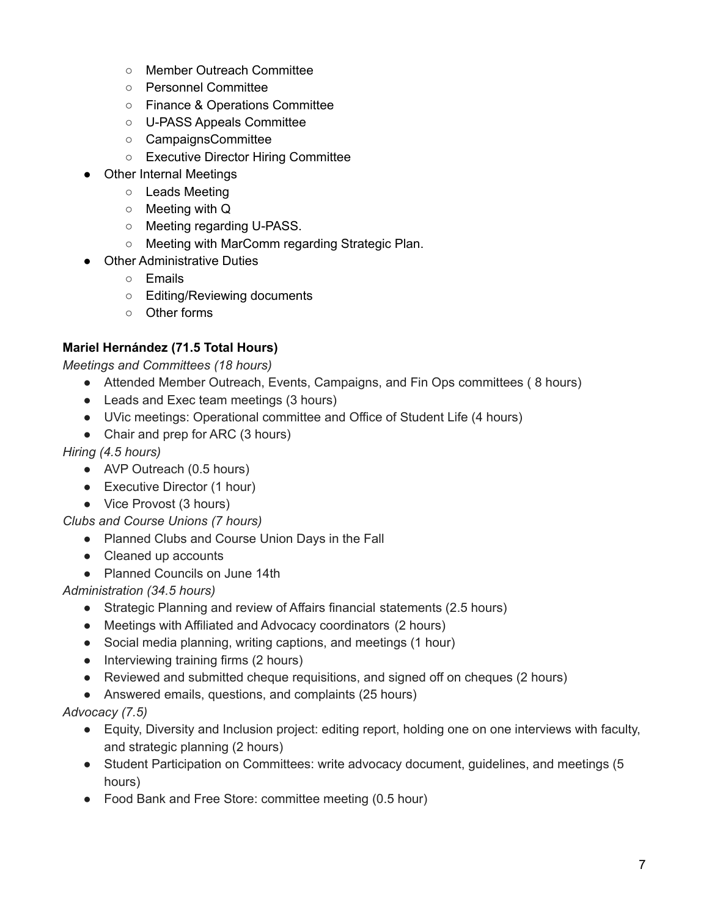- Member Outreach Committee
    - Personnel Committee
    - Finance & Operations Committee
    - U-PASS Appeals Committee
    - CampaignsCommittee
    - Executive Director Hiring Committee
- Other Internal Meetings
    - Leads Meeting
    - Meeting with Q
    - Meeting regarding U-PASS.
    - Meeting with MarComm regarding Strategic Plan.
- Other Administrative Duties
    - Emails
    - Editing/Reviewing documents
    - Other forms

**Mariel Hernández (71.5 Total Hours)**

*Meetings and Committees (18 hours)*

- Attended Member Outreach, Events, Campaigns, and Fin Ops committees ( 8 hours)
- Leads and Exec team meetings (3 hours)
- UVic meetings: Operational committee and Office of Student Life (4 hours)
- Chair and prep for ARC (3 hours)

*Hiring (4.5 hours)*

- AVP Outreach (0.5 hours)
- Executive Director (1 hour)
- Vice Provost (3 hours)

*Clubs and Course Unions (7 hours)*

- Planned Clubs and Course Union Days in the Fall
- Cleaned up accounts
- Planned Councils on June 14th

*Administration (34.5 hours)*

- Strategic Planning and review of Affairs financial statements (2.5 hours)
- Meetings with Affiliated and Advocacy coordinators (2 hours)
- Social media planning, writing captions, and meetings (1 hour)
- Interviewing training firms (2 hours)
- Reviewed and submitted cheque requisitions, and signed off on cheques (2 hours)
- Answered emails, questions, and complaints (25 hours)

*Advocacy (7.5)*

- Equity, Diversity and Inclusion project: editing report, holding one on one interviews with faculty, and strategic planning (2 hours)
- Student Participation on Committees: write advocacy document, guidelines, and meetings (5 hours)
- Food Bank and Free Store: committee meeting (0.5 hour)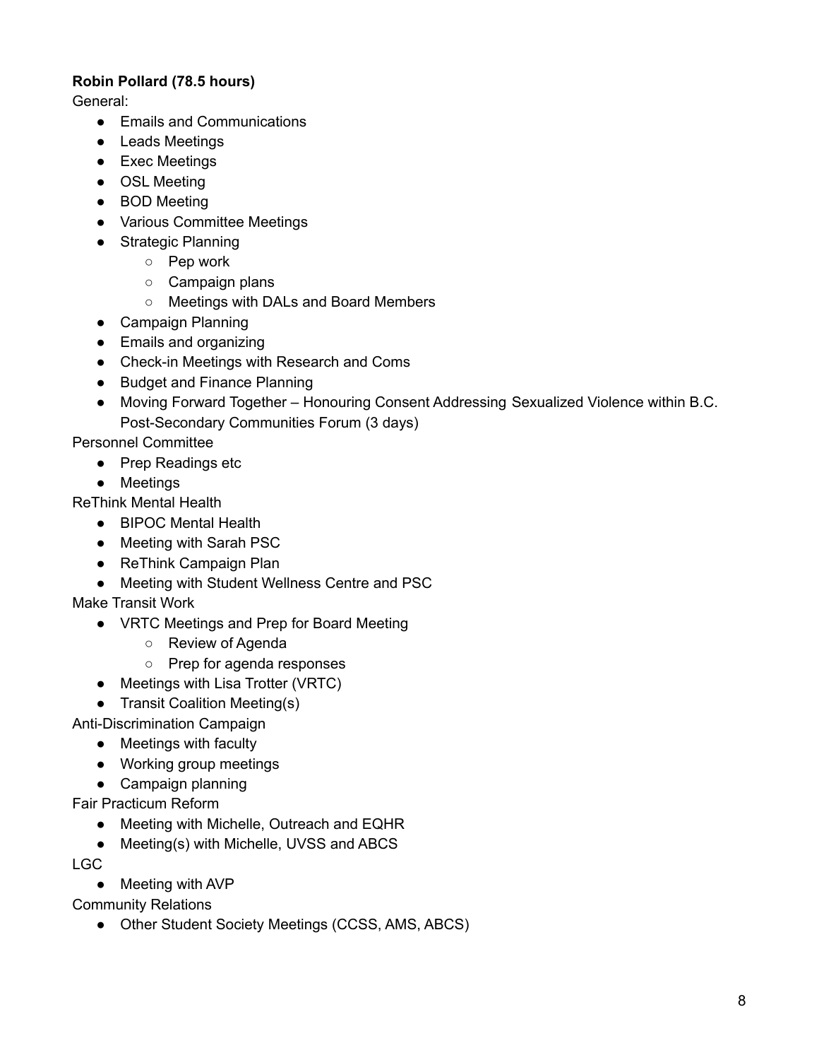**Robin Pollard (78.5 hours)**

General:

- Emails and Communications
- Leads Meetings
- Exec Meetings
- OSL Meeting
- BOD Meeting
- Various Committee Meetings
- Strategic Planning
    - Pep work
    - Campaign plans
    - Meetings with DALs and Board Members
- Campaign Planning
- Emails and organizing
- Check-in Meetings with Research and Coms
- Budget and Finance Planning
- Moving Forward Together – Honouring Consent Addressing Sexualized Violence within B.C. Post-Secondary Communities Forum (3 days)

Personnel Committee

- Prep Readings etc
- Meetings

ReThink Mental Health

- BIPOC Mental Health
- Meeting with Sarah PSC
- ReThink Campaign Plan
- Meeting with Student Wellness Centre and PSC

Make Transit Work

- VRTC Meetings and Prep for Board Meeting
    - Review of Agenda
    - Prep for agenda responses
- Meetings with Lisa Trotter (VRTC)
- Transit Coalition Meeting(s)

Anti-Discrimination Campaign

- Meetings with faculty
- Working group meetings
- Campaign planning

Fair Practicum Reform

- Meeting with Michelle, Outreach and EQHR
- Meeting(s) with Michelle, UVSS and ABCS

LGC

- Meeting with AVP

Community Relations

- Other Student Society Meetings (CCSS, AMS, ABCS)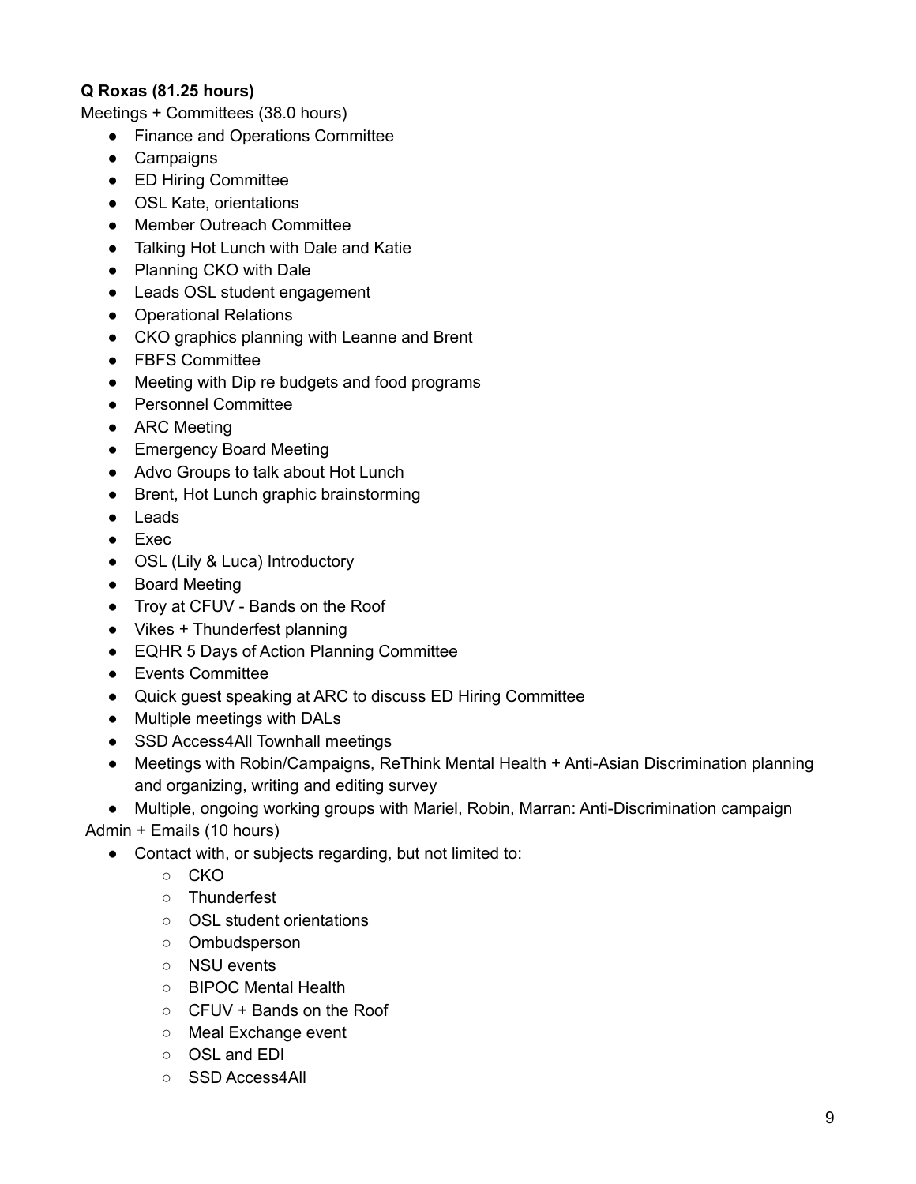**Q Roxas (81.25 hours)**

Meetings + Committees (38.0 hours)

- Finance and Operations Committee
- Campaigns
- ED Hiring Committee
- OSL Kate, orientations
- Member Outreach Committee
- Talking Hot Lunch with Dale and Katie
- Planning CKO with Dale
- Leads OSL student engagement
- Operational Relations
- CKO graphics planning with Leanne and Brent
- FBFS Committee
- Meeting with Dip re budgets and food programs
- Personnel Committee
- ARC Meeting
- Emergency Board Meeting
- Advo Groups to talk about Hot Lunch
- Brent, Hot Lunch graphic brainstorming
- Leads
- Exec
- OSL (Lily & Luca) Introductory
- Board Meeting
- Troy at CFUV - Bands on the Roof
- Vikes + Thunderfest planning
- EQHR 5 Days of Action Planning Committee
- Events Committee
- Quick guest speaking at ARC to discuss ED Hiring Committee
- Multiple meetings with DALs
- SSD Access4All Townhall meetings
- Meetings with Robin/Campaigns, ReThink Mental Health + Anti-Asian Discrimination planning and organizing, writing and editing survey
- Multiple, ongoing working groups with Mariel, Robin, Marran: Anti-Discrimination campaign

Admin + Emails (10 hours)

- Contact with, or subjects regarding, but not limited to:
    - CKO
    - Thunderfest
    - OSL student orientations
    - Ombudsperson
    - NSU events
    - BIPOC Mental Health
    - CFUV + Bands on the Roof
    - Meal Exchange event
    - OSL and EDI
    - SSD Access4All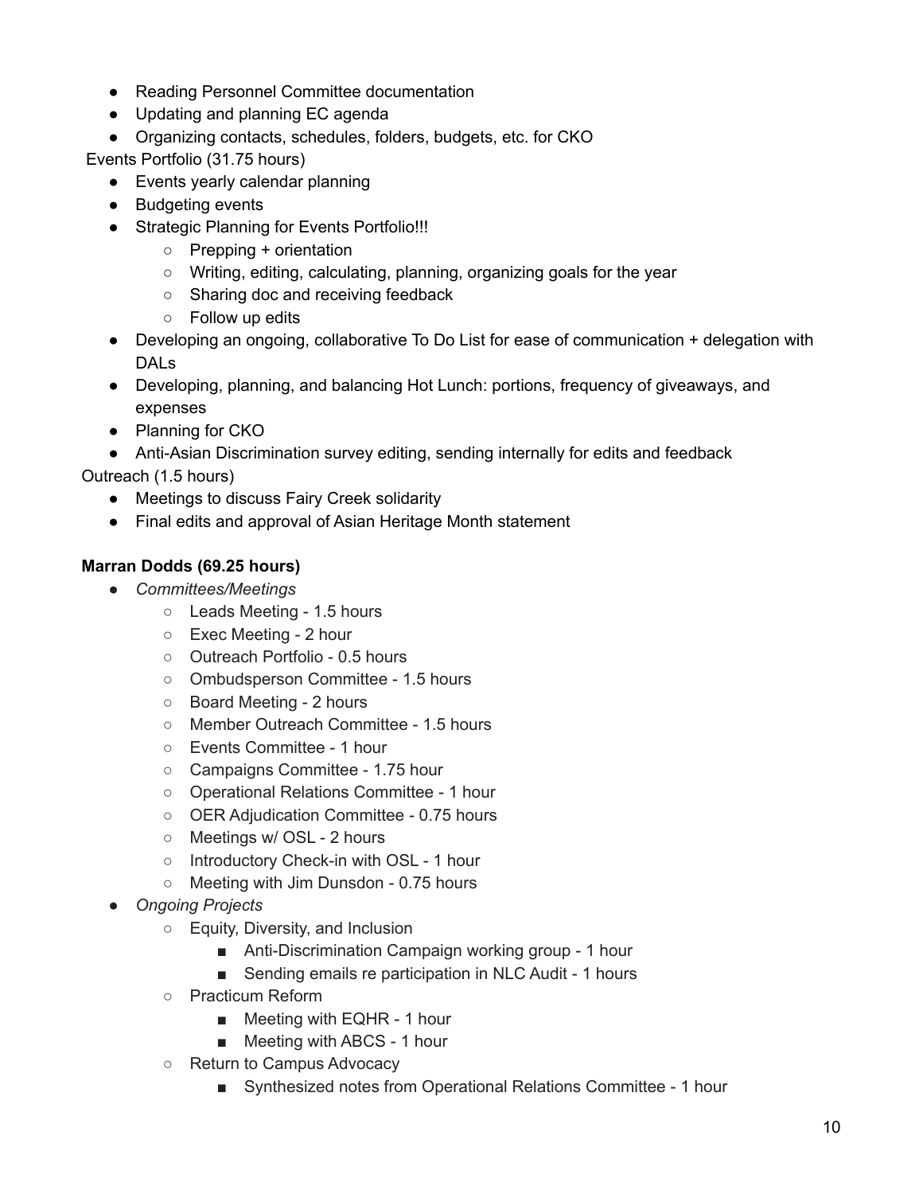- Reading Personnel Committee documentation
- Updating and planning EC agenda
- Organizing contacts, schedules, folders, budgets, etc. for CKO

Events Portfolio (31.75 hours)

- Events yearly calendar planning
- Budgeting events
- Strategic Planning for Events Portfolio!!!
    - Prepping + orientation
    - Writing, editing, calculating, planning, organizing goals for the year
    - Sharing doc and receiving feedback
    - Follow up edits
- Developing an ongoing, collaborative To Do List for ease of communication + delegation with DALs
- Developing, planning, and balancing Hot Lunch: portions, frequency of giveaways, and expenses
- Planning for CKO
- Anti-Asian Discrimination survey editing, sending internally for edits and feedback

Outreach (1.5 hours)

- Meetings to discuss Fairy Creek solidarity
- Final edits and approval of Asian Heritage Month statement

**Marran Dodds (69.25 hours)**

- *Committees/Meetings*
    - Leads Meeting - 1.5 hours
    - Exec Meeting - 2 hour
    - Outreach Portfolio - 0.5 hours
    - Ombudsperson Committee - 1.5 hours
    - Board Meeting - 2 hours
    - Member Outreach Committee - 1.5 hours
    - Events Committee - 1 hour
    - Campaigns Committee - 1.75 hour
    - Operational Relations Committee - 1 hour
    - OER Adjudication Committee - 0.75 hours
    - Meetings w/ OSL - 2 hours
    - Introductory Check-in with OSL - 1 hour
    - Meeting with Jim Dunsdon - 0.75 hours
- *Ongoing Projects*
    - Equity, Diversity, and Inclusion
        - Anti-Discrimination Campaign working group - 1 hour
        - Sending emails re participation in NLC Audit - 1 hours
    - Practicum Reform
        - Meeting with EQHR - 1 hour
        - Meeting with ABCS - 1 hour
    - Return to Campus Advocacy
        - Synthesized notes from Operational Relations Committee - 1 hour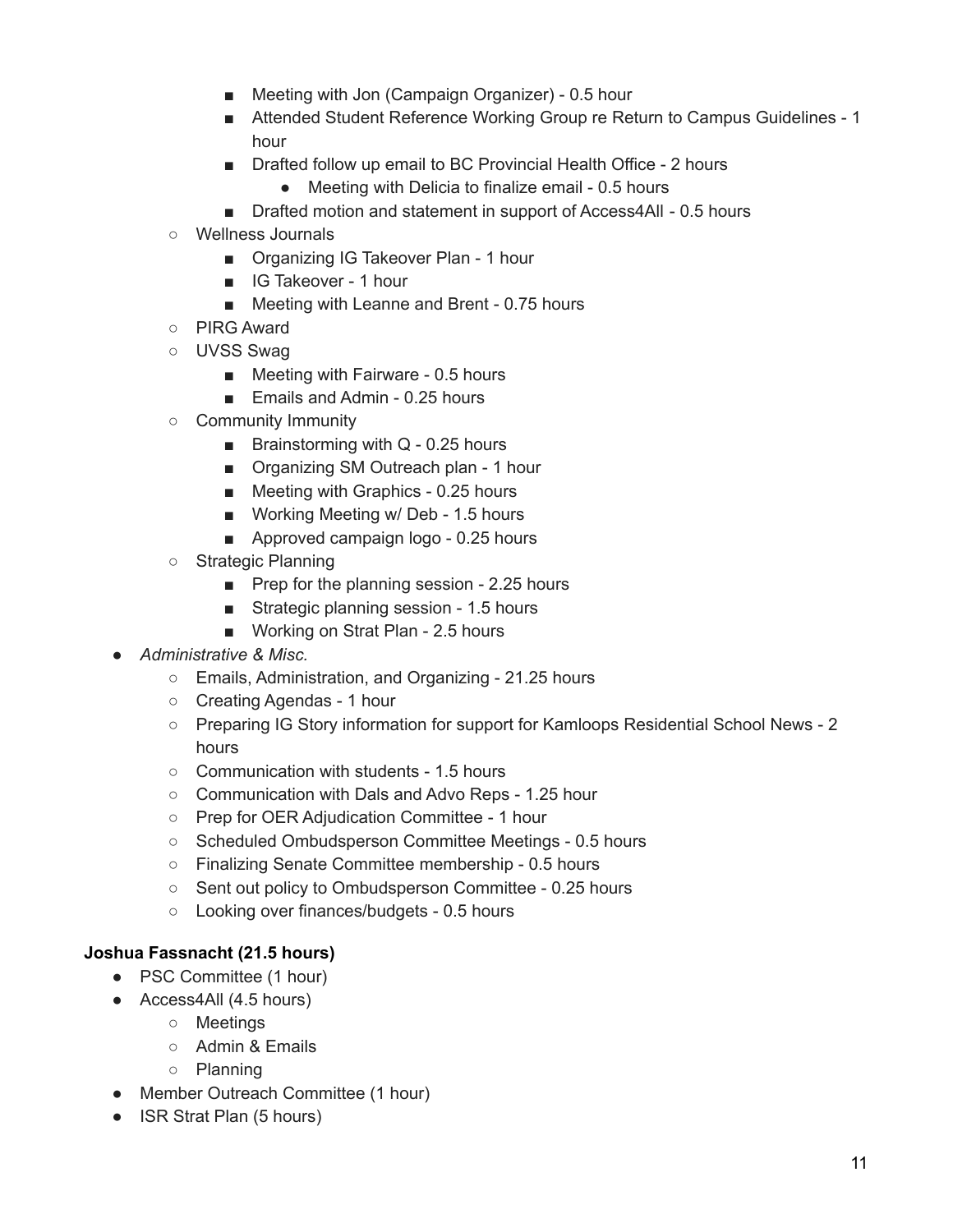- Meeting with Jon (Campaign Organizer) - 0.5 hour
        - Attended Student Reference Working Group re Return to Campus Guidelines - 1 hour
        - Drafted follow up email to BC Provincial Health Office - 2 hours
            - Meeting with Delicia to finalize email - 0.5 hours
        - Drafted motion and statement in support of Access4All - 0.5 hours
    - Wellness Journals
        - Organizing IG Takeover Plan - 1 hour
        - IG Takeover - 1 hour
        - Meeting with Leanne and Brent - 0.75 hours
    - PIRG Award
    - UVSS Swag
        - Meeting with Fairware - 0.5 hours
        - Emails and Admin - 0.25 hours
    - Community Immunity
        - Brainstorming with Q - 0.25 hours
        - Organizing SM Outreach plan - 1 hour
        - Meeting with Graphics - 0.25 hours
        - Working Meeting w/ Deb - 1.5 hours
        - Approved campaign logo - 0.25 hours
    - Strategic Planning
        - Prep for the planning session - 2.25 hours
        - Strategic planning session - 1.5 hours
        - Working on Strat Plan - 2.5 hours
- *Administrative & Misc.*
    - Emails, Administration, and Organizing - 21.25 hours
    - Creating Agendas - 1 hour
    - Preparing IG Story information for support for Kamloops Residential School News - 2 hours
    - Communication with students - 1.5 hours
    - Communication with Dals and Advo Reps - 1.25 hour
    - Prep for OER Adjudication Committee - 1 hour
    - Scheduled Ombudsperson Committee Meetings - 0.5 hours
    - Finalizing Senate Committee membership - 0.5 hours
    - Sent out policy to Ombudsperson Committee - 0.25 hours
    - Looking over finances/budgets - 0.5 hours

**Joshua Fassnacht (21.5 hours)**

- PSC Committee (1 hour)
- Access4All (4.5 hours)
    - Meetings
    - Admin & Emails
    - Planning
- Member Outreach Committee (1 hour)
- ISR Strat Plan (5 hours)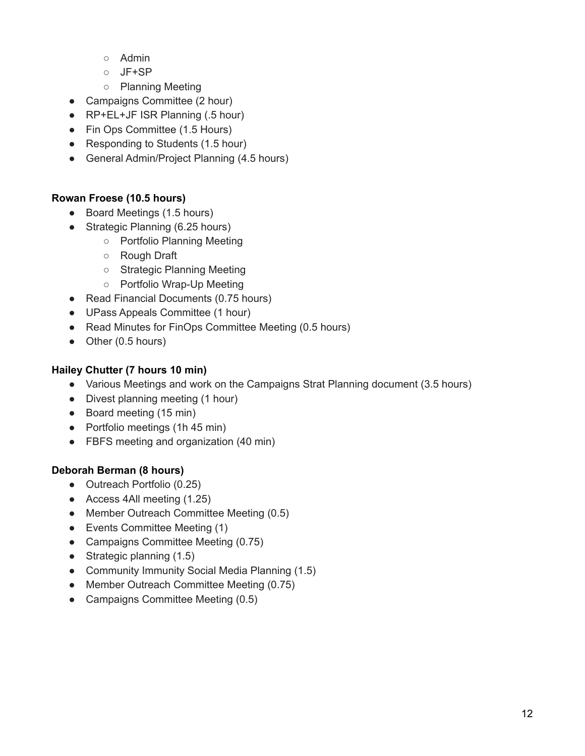- Admin
    - JF+SP
    - Planning Meeting
- Campaigns Committee (2 hour)
- RP+EL+JF ISR Planning (.5 hour)
- Fin Ops Committee (1.5 Hours)
- Responding to Students (1.5 hour)
- General Admin/Project Planning (4.5 hours)

**Rowan Froese (10.5 hours)**

- Board Meetings (1.5 hours)
- Strategic Planning (6.25 hours)
    - Portfolio Planning Meeting
    - Rough Draft
    - Strategic Planning Meeting
    - Portfolio Wrap-Up Meeting
- Read Financial Documents (0.75 hours)
- UPass Appeals Committee (1 hour)
- Read Minutes for FinOps Committee Meeting (0.5 hours)
- Other (0.5 hours)

**Hailey Chutter (7 hours 10 min)**

- Various Meetings and work on the Campaigns Strat Planning document (3.5 hours)
- Divest planning meeting (1 hour)
- Board meeting (15 min)
- Portfolio meetings (1h 45 min)
- FBFS meeting and organization (40 min)

**Deborah Berman (8 hours)**

- Outreach Portfolio (0.25)
- Access 4All meeting (1.25)
- Member Outreach Committee Meeting (0.5)
- Events Committee Meeting (1)
- Campaigns Committee Meeting (0.75)
- Strategic planning (1.5)
- Community Immunity Social Media Planning (1.5)
- Member Outreach Committee Meeting (0.75)
- Campaigns Committee Meeting (0.5)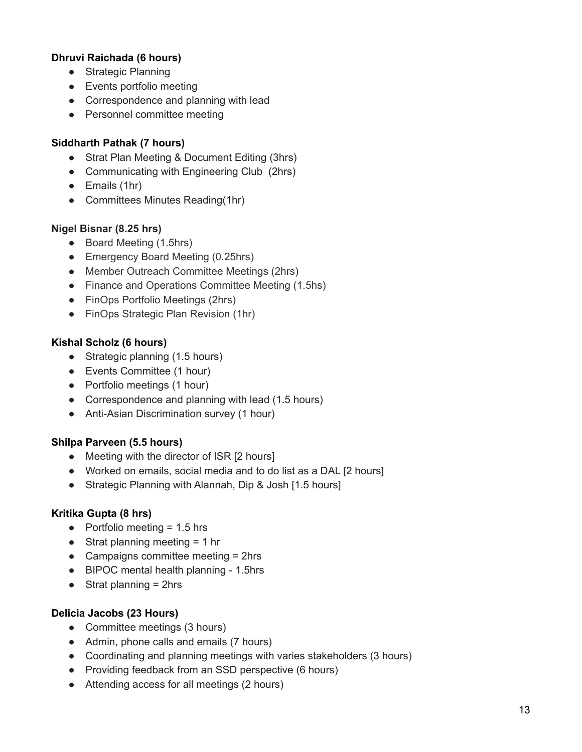**Dhruvi Raichada (6 hours)**

- Strategic Planning
- Events portfolio meeting
- Correspondence and planning with lead
- Personnel committee meeting

**Siddharth Pathak (7 hours)**

- Strat Plan Meeting & Document Editing (3hrs)
- Communicating with Engineering Club  (2hrs)
- Emails (1hr)
- Committees Minutes Reading(1hr)

**Nigel Bisnar (8.25 hrs)**

- Board Meeting (1.5hrs)
- Emergency Board Meeting (0.25hrs)
- Member Outreach Committee Meetings (2hrs)
- Finance and Operations Committee Meeting (1.5hs)
- FinOps Portfolio Meetings (2hrs)
- FinOps Strategic Plan Revision (1hr)

**Kishal Scholz (6 hours)**

- Strategic planning (1.5 hours)
- Events Committee (1 hour)
- Portfolio meetings (1 hour)
- Correspondence and planning with lead (1.5 hours)
- Anti-Asian Discrimination survey (1 hour)

**Shilpa Parveen (5.5 hours)**

- Meeting with the director of ISR [2 hours]
- Worked on emails, social media and to do list as a DAL [2 hours]
- Strategic Planning with Alannah, Dip & Josh [1.5 hours]

**Kritika Gupta (8 hrs)**

- Portfolio meeting = 1.5 hrs
- Strat planning meeting = 1 hr
- Campaigns committee meeting = 2hrs
- BIPOC mental health planning - 1.5hrs
- Strat planning = 2hrs

**Delicia Jacobs (23 Hours)**

- Committee meetings (3 hours)
- Admin, phone calls and emails (7 hours)
- Coordinating and planning meetings with varies stakeholders (3 hours)
- Providing feedback from an SSD perspective (6 hours)
- Attending access for all meetings (2 hours)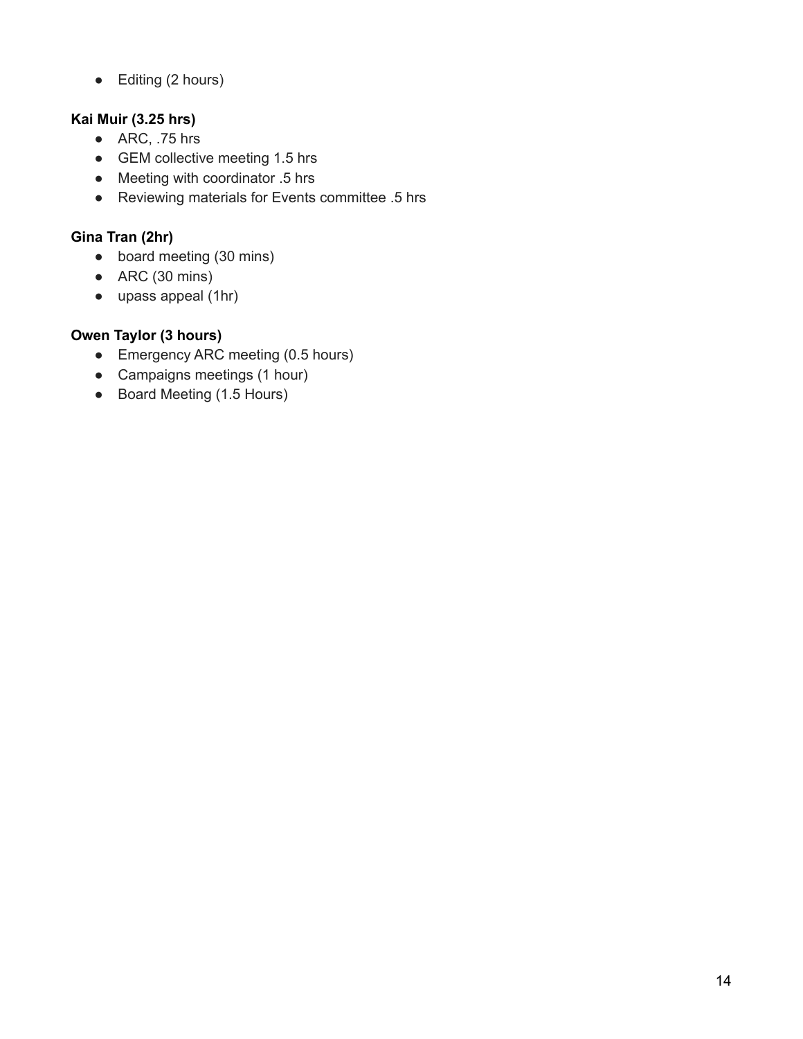- Editing (2 hours)

**Kai Muir (3.25 hrs)**

- ARC, .75 hrs
- GEM collective meeting 1.5 hrs
- Meeting with coordinator .5 hrs
- Reviewing materials for Events committee .5 hrs

**Gina Tran (2hr)**

- board meeting (30 mins)
- ARC (30 mins)
- upass appeal (1hr)

**Owen Taylor (3 hours)**

- Emergency ARC meeting (0.5 hours)
- Campaigns meetings (1 hour)
- Board Meeting (1.5 Hours)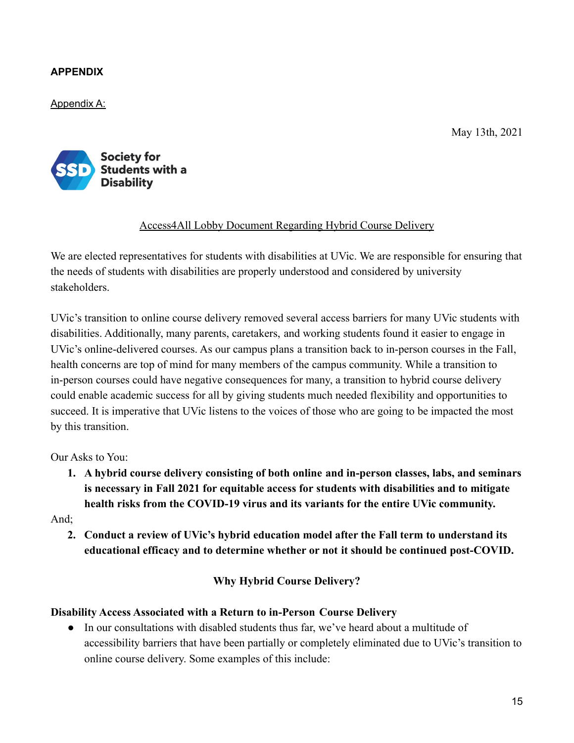**APPENDIX**

Appendix A:

May 13th, 2021

Society for Students with a Disability

Access4All Lobby Document Regarding Hybrid Course Delivery

We are elected representatives for students with disabilities at UVic. We are responsible for ensuring that the needs of students with disabilities are properly understood and considered by university stakeholders.

UVic's transition to online course delivery removed several access barriers for many UVic students with disabilities. Additionally, many parents, caretakers, and working students found it easier to engage in UVic's online-delivered courses. As our campus plans a transition back to in-person courses in the Fall, health concerns are top of mind for many members of the campus community. While a transition to in-person courses could have negative consequences for many, a transition to hybrid course delivery could enable academic success for all by giving students much needed flexibility and opportunities to succeed. It is imperative that UVic listens to the voices of those who are going to be impacted the most by this transition.

Our Asks to You:

1. **A hybrid course delivery consisting of both online and in-person classes, labs, and seminars is necessary in Fall 2021 for equitable access for students with disabilities and to mitigate health risks from the COVID-19 virus and its variants for the entire UVic community.**

And;

2. **Conduct a review of UVic's hybrid education model after the Fall term to understand its educational efficacy and to determine whether or not it should be continued post-COVID.**

**Why Hybrid Course Delivery?**

**Disability Access Associated with a Return to in-Person Course Delivery**

- In our consultations with disabled students thus far, we've heard about a multitude of accessibility barriers that have been partially or completely eliminated due to UVic's transition to online course delivery. Some examples of this include: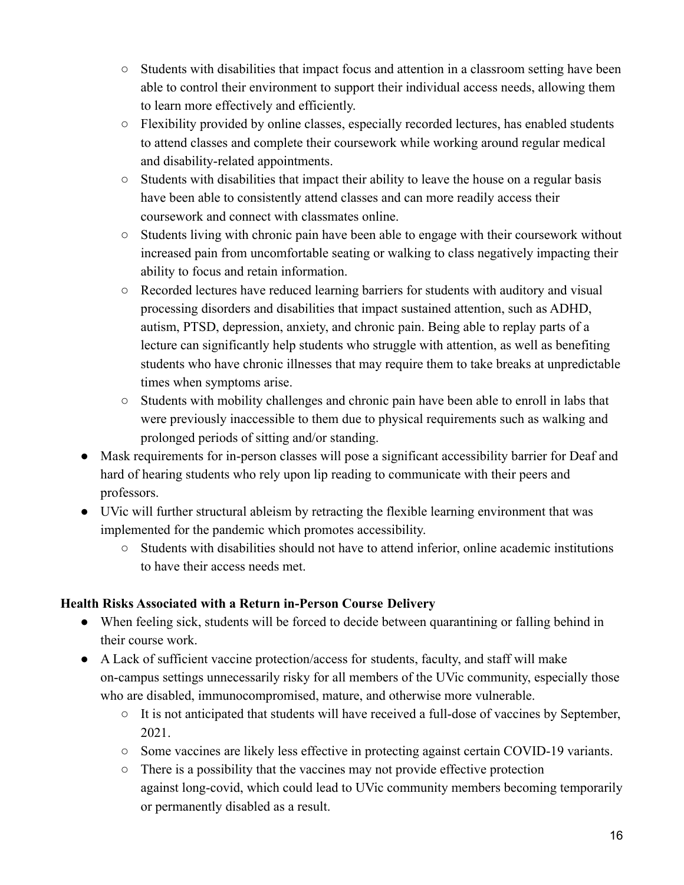- Students with disabilities that impact focus and attention in a classroom setting have been able to control their environment to support their individual access needs, allowing them to learn more effectively and efficiently.
    - Flexibility provided by online classes, especially recorded lectures, has enabled students to attend classes and complete their coursework while working around regular medical and disability-related appointments.
    - Students with disabilities that impact their ability to leave the house on a regular basis have been able to consistently attend classes and can more readily access their coursework and connect with classmates online.
    - Students living with chronic pain have been able to engage with their coursework without increased pain from uncomfortable seating or walking to class negatively impacting their ability to focus and retain information.
    - Recorded lectures have reduced learning barriers for students with auditory and visual processing disorders and disabilities that impact sustained attention, such as ADHD, autism, PTSD, depression, anxiety, and chronic pain. Being able to replay parts of a lecture can significantly help students who struggle with attention, as well as benefiting students who have chronic illnesses that may require them to take breaks at unpredictable times when symptoms arise.
    - Students with mobility challenges and chronic pain have been able to enroll in labs that were previously inaccessible to them due to physical requirements such as walking and prolonged periods of sitting and/or standing.
- Mask requirements for in-person classes will pose a significant accessibility barrier for Deaf and hard of hearing students who rely upon lip reading to communicate with their peers and professors.
- UVic will further structural ableism by retracting the flexible learning environment that was implemented for the pandemic which promotes accessibility.
    - Students with disabilities should not have to attend inferior, online academic institutions to have their access needs met.

**Health Risks Associated with a Return in-Person Course Delivery**

- When feeling sick, students will be forced to decide between quarantining or falling behind in their course work.
- A Lack of sufficient vaccine protection/access for students, faculty, and staff will make on-campus settings unnecessarily risky for all members of the UVic community, especially those who are disabled, immunocompromised, mature, and otherwise more vulnerable.
    - It is not anticipated that students will have received a full-dose of vaccines by September, 2021.
    - Some vaccines are likely less effective in protecting against certain COVID-19 variants.
    - There is a possibility that the vaccines may not provide effective protection against long-covid, which could lead to UVic community members becoming temporarily or permanently disabled as a result.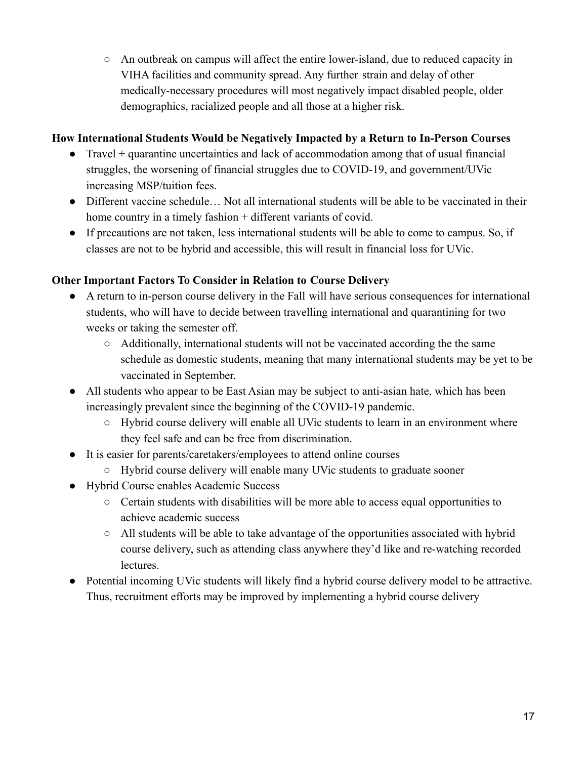- An outbreak on campus will affect the entire lower-island, due to reduced capacity in VIHA facilities and community spread. Any further strain and delay of other medically-necessary procedures will most negatively impact disabled people, older demographics, racialized people and all those at a higher risk.

**How International Students Would be Negatively Impacted by a Return to In-Person Courses**

- Travel + quarantine uncertainties and lack of accommodation among that of usual financial struggles, the worsening of financial struggles due to COVID-19, and government/UVic increasing MSP/tuition fees.
- Different vaccine schedule… Not all international students will be able to be vaccinated in their home country in a timely fashion + different variants of covid.
- If precautions are not taken, less international students will be able to come to campus. So, if classes are not to be hybrid and accessible, this will result in financial loss for UVic.

**Other Important Factors To Consider in Relation to Course Delivery**

- A return to in-person course delivery in the Fall will have serious consequences for international students, who will have to decide between travelling international and quarantining for two weeks or taking the semester off.
  - Additionally, international students will not be vaccinated according the the same schedule as domestic students, meaning that many international students may be yet to be vaccinated in September.
- All students who appear to be East Asian may be subject to anti-asian hate, which has been increasingly prevalent since the beginning of the COVID-19 pandemic.
  - Hybrid course delivery will enable all UVic students to learn in an environment where they feel safe and can be free from discrimination.
- It is easier for parents/caretakers/employees to attend online courses
  - Hybrid course delivery will enable many UVic students to graduate sooner
- Hybrid Course enables Academic Success
  - Certain students with disabilities will be more able to access equal opportunities to achieve academic success
  - All students will be able to take advantage of the opportunities associated with hybrid course delivery, such as attending class anywhere they'd like and re-watching recorded lectures.
- Potential incoming UVic students will likely find a hybrid course delivery model to be attractive. Thus, recruitment efforts may be improved by implementing a hybrid course delivery